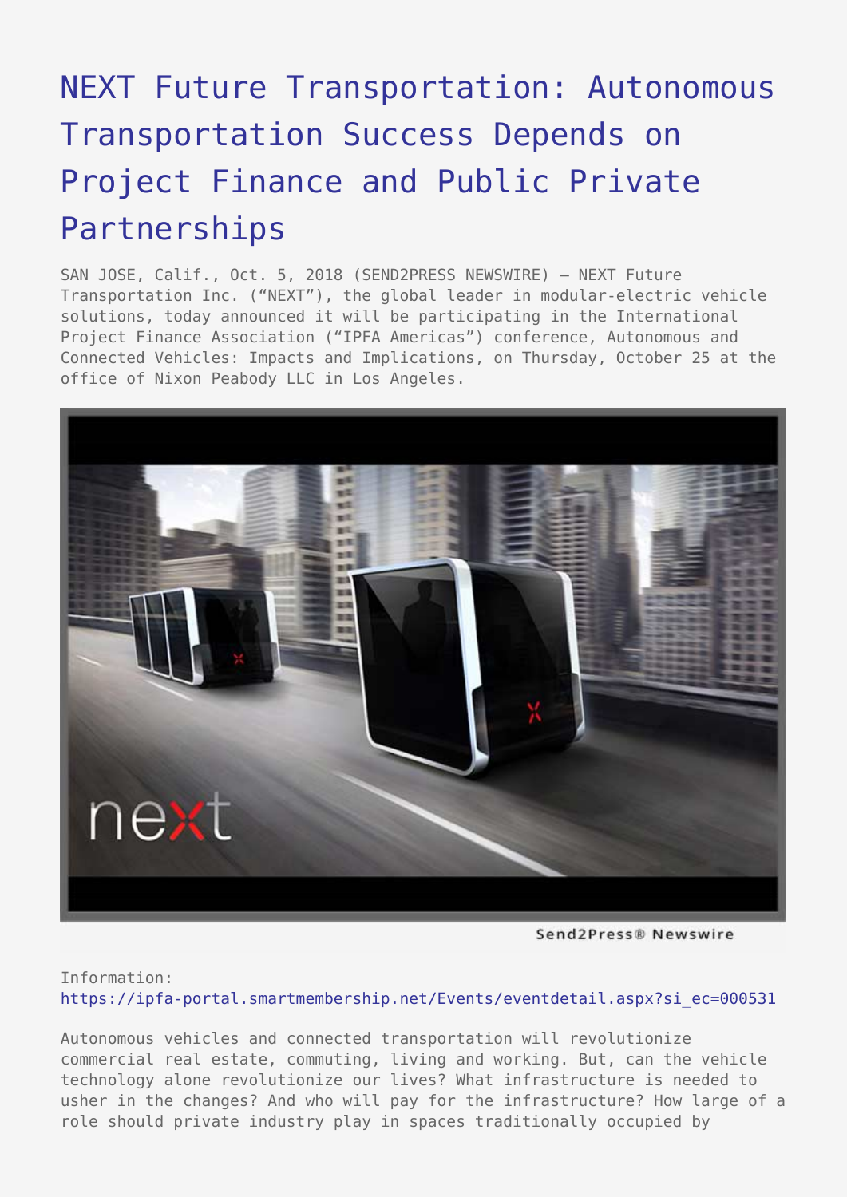# NEXT Future Transportation: Autonomous Transportation Success Depends on Project Finance and Public Private Partnerships

SAN JOSE, Calif., Oct. 5, 2018 (SEND2PRESS NEWSWIRE) — NEXT Future Transportation Inc. ("NEXT"), the global leader in modular-electric vehicle solutions, today announced it will be participating in the International Project Finance Association ("IPFA Americas") conference, Autonomous and Connected Vehicles: Impacts and Implications, on Thursday, October 25 at the office of Nixon Peabody LLC in Los Angeles.

Information: https://ipfa-portal.smartmembership.net/Events/eventdetail.aspx?si_ec=000531

Autonomous vehicles and connected transportation will revolutionize commercial real estate, commuting, living and working. But, can the vehicle technology alone revolutionize our lives? What infrastructure is needed to usher in the changes? And who will pay for the infrastructure? How large of a role should private industry play in spaces traditionally occupied by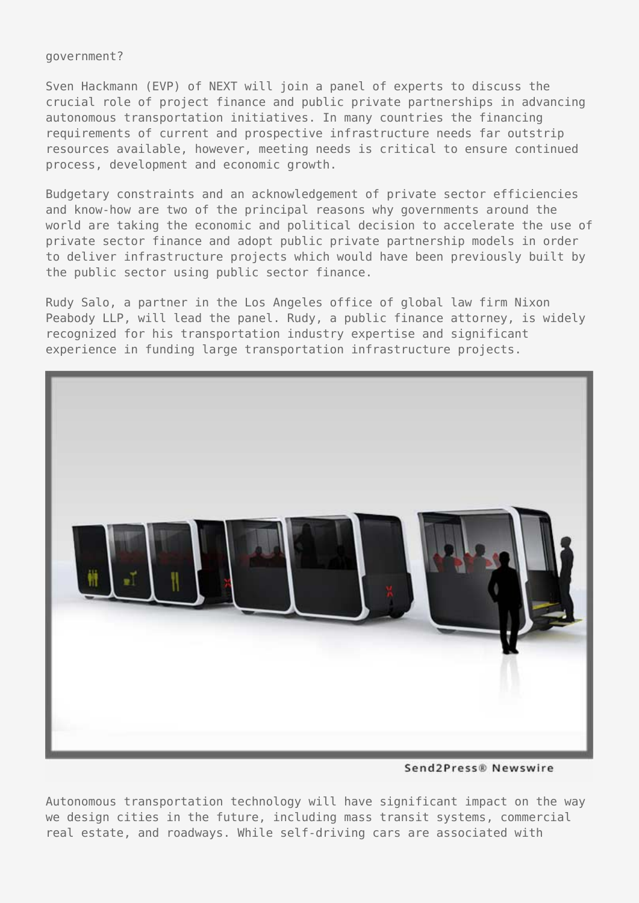government?

Sven Hackmann (EVP) of NEXT will join a panel of experts to discuss the crucial role of project finance and public private partnerships in advancing autonomous transportation initiatives. In many countries the financing requirements of current and prospective infrastructure needs far outstrip resources available, however, meeting needs is critical to ensure continued process, development and economic growth.

Budgetary constraints and an acknowledgement of private sector efficiencies and know-how are two of the principal reasons why governments around the world are taking the economic and political decision to accelerate the use of private sector finance and adopt public private partnership models in order to deliver infrastructure projects which would have been previously built by the public sector using public sector finance.

Rudy Salo, a partner in the Los Angeles office of global law firm Nixon Peabody LLP, will lead the panel. Rudy, a public finance attorney, is widely recognized for his transportation industry expertise and significant experience in funding large transportation infrastructure projects.

Send2Press® Newswire

Autonomous transportation technology will have significant impact on the way we design cities in the future, including mass transit systems, commercial real estate, and roadways. While self-driving cars are associated with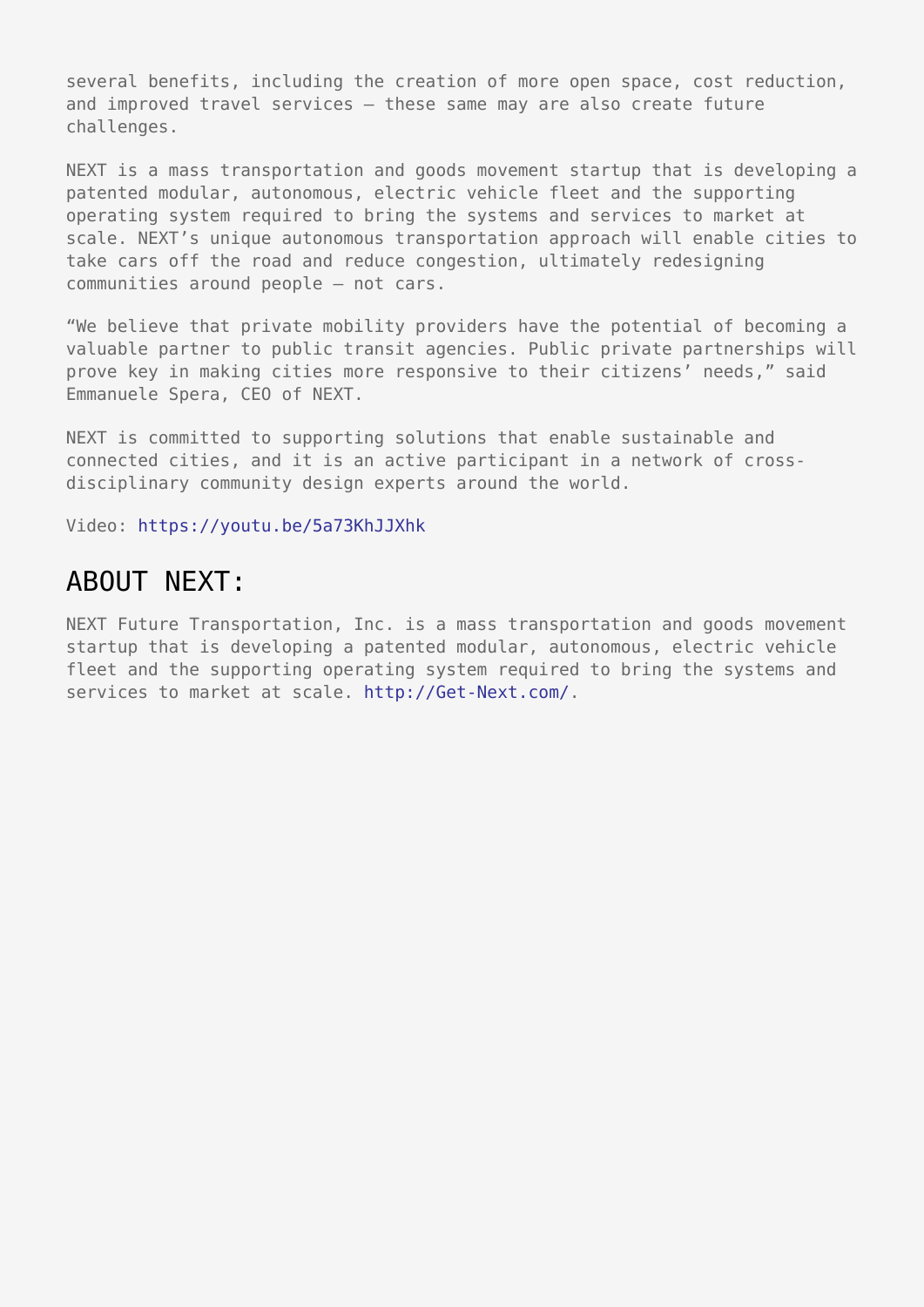several benefits, including the creation of more open space, cost reduction, and improved travel services — these same may are also create future challenges.

NEXT is a mass transportation and goods movement startup that is developing a patented modular, autonomous, electric vehicle fleet and the supporting operating system required to bring the systems and services to market at scale. NEXT's unique autonomous transportation approach will enable cities to take cars off the road and reduce congestion, ultimately redesigning communities around people — not cars.

"We believe that private mobility providers have the potential of becoming a valuable partner to public transit agencies. Public private partnerships will prove key in making cities more responsive to their citizens' needs," said Emmanuele Spera, CEO of NEXT.

NEXT is committed to supporting solutions that enable sustainable and connected cities, and it is an active participant in a network of cross-disciplinary community design experts around the world.

Video: https://youtu.be/5a73KhJJXhk

## ABOUT NEXT:

NEXT Future Transportation, Inc. is a mass transportation and goods movement startup that is developing a patented modular, autonomous, electric vehicle fleet and the supporting operating system required to bring the systems and services to market at scale. http://Get-Next.com/.